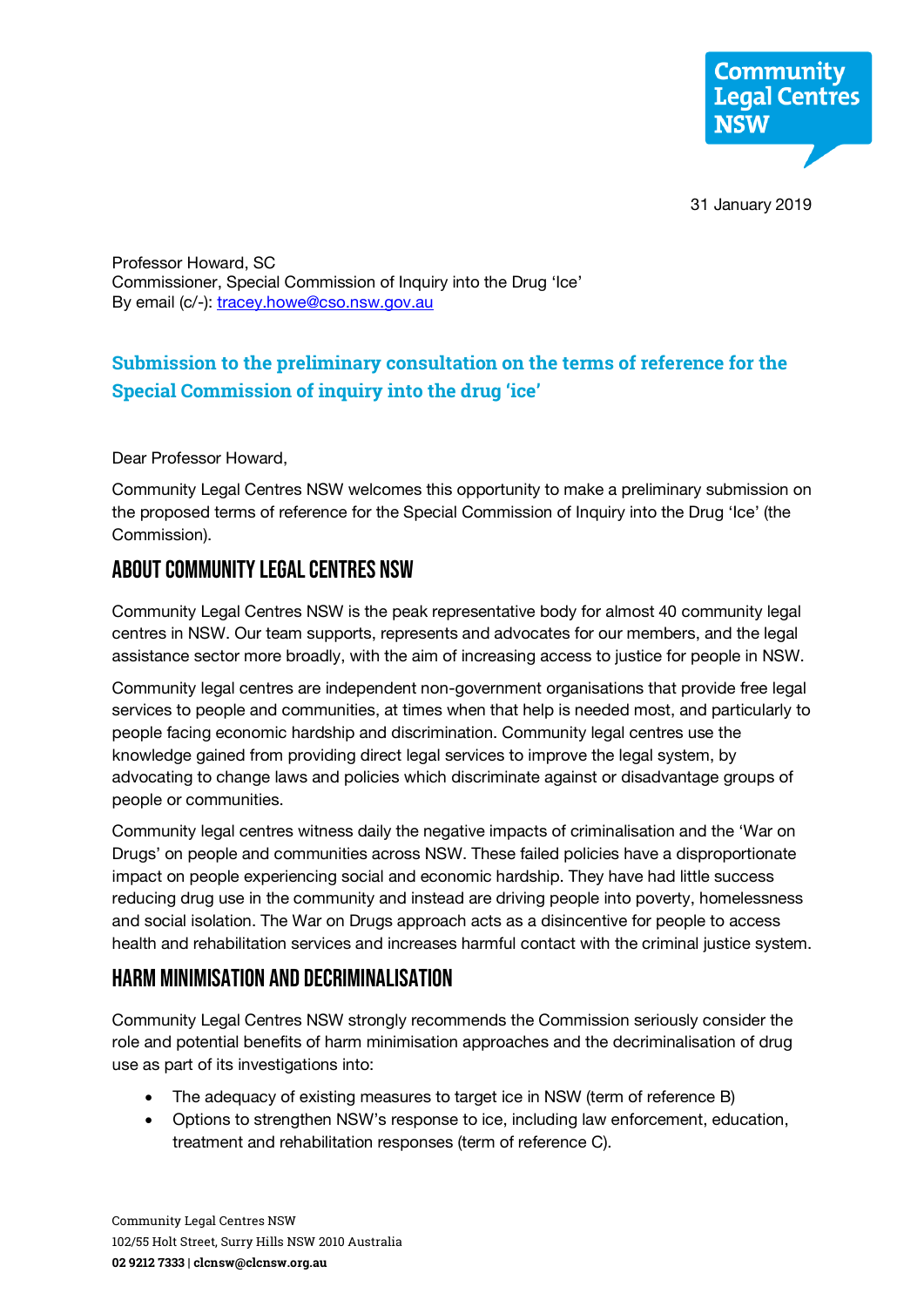Community Legal Centres NSW

31 January 2019

Professor Howard, SC
Commissioner, Special Commission of Inquiry into the Drug 'Ice'
By email (c/-): tracey.howe@cso.nsw.gov.au

## Submission to the preliminary consultation on the terms of reference for the Special Commission of inquiry into the drug 'ice'

Dear Professor Howard,

Community Legal Centres NSW welcomes this opportunity to make a preliminary submission on the proposed terms of reference for the Special Commission of Inquiry into the Drug 'Ice' (the Commission).

## About Community Legal Centres NSW

Community Legal Centres NSW is the peak representative body for almost 40 community legal centres in NSW. Our team supports, represents and advocates for our members, and the legal assistance sector more broadly, with the aim of increasing access to justice for people in NSW.

Community legal centres are independent non-government organisations that provide free legal services to people and communities, at times when that help is needed most, and particularly to people facing economic hardship and discrimination. Community legal centres use the knowledge gained from providing direct legal services to improve the legal system, by advocating to change laws and policies which discriminate against or disadvantage groups of people or communities.

Community legal centres witness daily the negative impacts of criminalisation and the 'War on Drugs' on people and communities across NSW. These failed policies have a disproportionate impact on people experiencing social and economic hardship. They have had little success reducing drug use in the community and instead are driving people into poverty, homelessness and social isolation. The War on Drugs approach acts as a disincentive for people to access health and rehabilitation services and increases harmful contact with the criminal justice system.

## Harm minimisation and decriminalisation

Community Legal Centres NSW strongly recommends the Commission seriously consider the role and potential benefits of harm minimisation approaches and the decriminalisation of drug use as part of its investigations into:

- The adequacy of existing measures to target ice in NSW (term of reference B)
- Options to strengthen NSW's response to ice, including law enforcement, education, treatment and rehabilitation responses (term of reference C).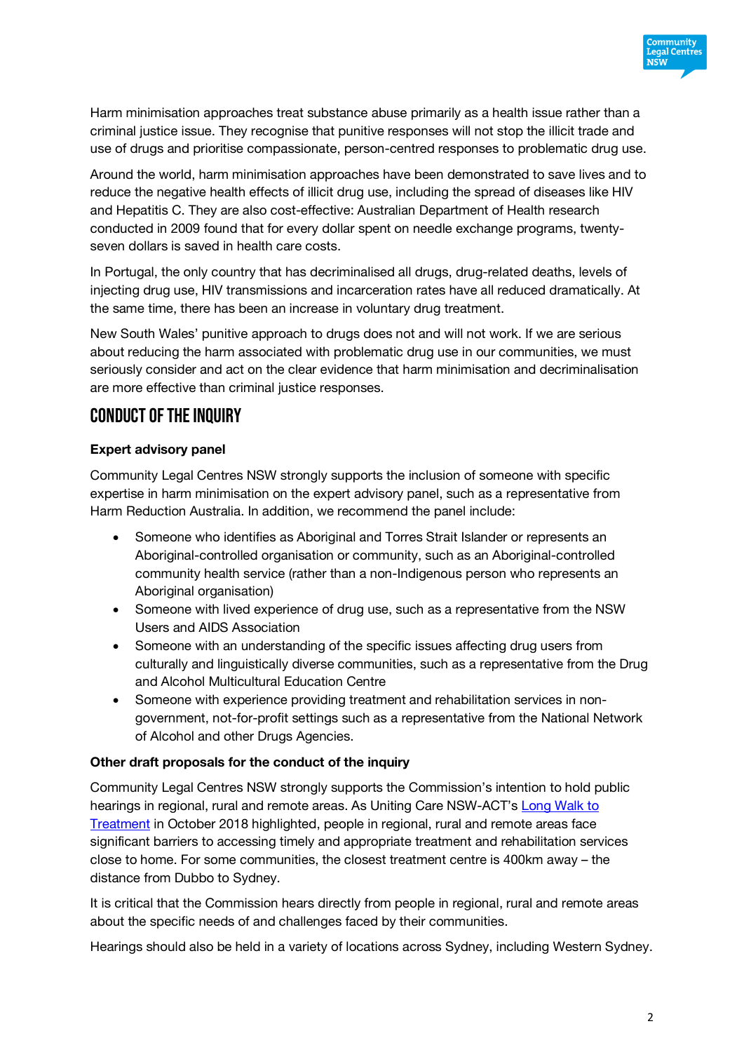Harm minimisation approaches treat substance abuse primarily as a health issue rather than a criminal justice issue. They recognise that punitive responses will not stop the illicit trade and use of drugs and prioritise compassionate, person-centred responses to problematic drug use.

Around the world, harm minimisation approaches have been demonstrated to save lives and to reduce the negative health effects of illicit drug use, including the spread of diseases like HIV and Hepatitis C. They are also cost-effective: Australian Department of Health research conducted in 2009 found that for every dollar spent on needle exchange programs, twenty-seven dollars is saved in health care costs.

In Portugal, the only country that has decriminalised all drugs, drug-related deaths, levels of injecting drug use, HIV transmissions and incarceration rates have all reduced dramatically. At the same time, there has been an increase in voluntary drug treatment.

New South Wales' punitive approach to drugs does not and will not work. If we are serious about reducing the harm associated with problematic drug use in our communities, we must seriously consider and act on the clear evidence that harm minimisation and decriminalisation are more effective than criminal justice responses.

## Conduct of the inquiry

**Expert advisory panel**

Community Legal Centres NSW strongly supports the inclusion of someone with specific expertise in harm minimisation on the expert advisory panel, such as a representative from Harm Reduction Australia. In addition, we recommend the panel include:

- Someone who identifies as Aboriginal and Torres Strait Islander or represents an Aboriginal-controlled organisation or community, such as an Aboriginal-controlled community health service (rather than a non-Indigenous person who represents an Aboriginal organisation)
- Someone with lived experience of drug use, such as a representative from the NSW Users and AIDS Association
- Someone with an understanding of the specific issues affecting drug users from culturally and linguistically diverse communities, such as a representative from the Drug and Alcohol Multicultural Education Centre
- Someone with experience providing treatment and rehabilitation services in non-government, not-for-profit settings such as a representative from the National Network of Alcohol and other Drugs Agencies.

**Other draft proposals for the conduct of the inquiry**

Community Legal Centres NSW strongly supports the Commission's intention to hold public hearings in regional, rural and remote areas. As Uniting Care NSW-ACT's Long Walk to Treatment in October 2018 highlighted, people in regional, rural and remote areas face significant barriers to accessing timely and appropriate treatment and rehabilitation services close to home. For some communities, the closest treatment centre is 400km away – the distance from Dubbo to Sydney.

It is critical that the Commission hears directly from people in regional, rural and remote areas about the specific needs of and challenges faced by their communities.

Hearings should also be held in a variety of locations across Sydney, including Western Sydney.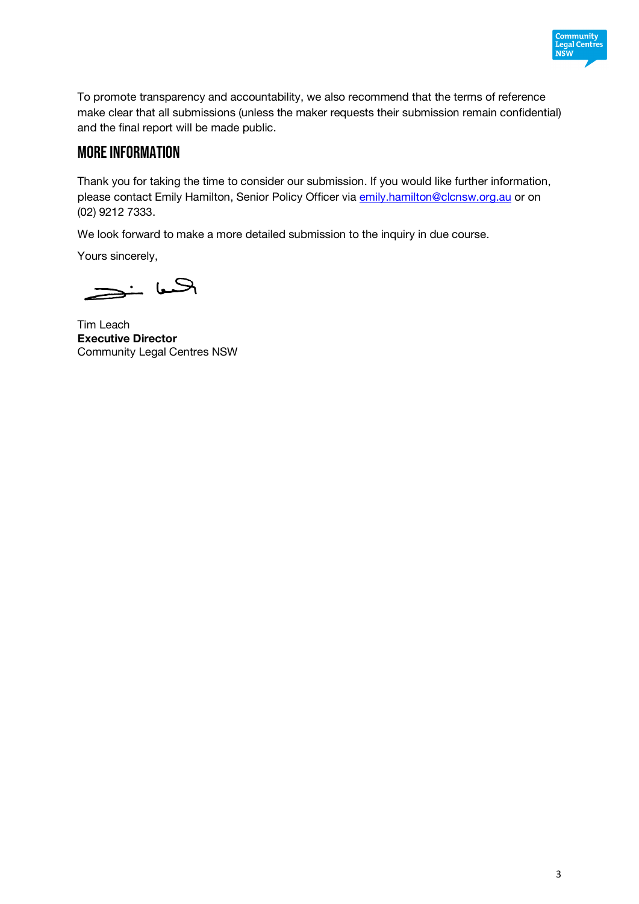To promote transparency and accountability, we also recommend that the terms of reference make clear that all submissions (unless the maker requests their submission remain confidential) and the final report will be made public.

## More information

Thank you for taking the time to consider our submission. If you would like further information, please contact Emily Hamilton, Senior Policy Officer via emily.hamilton@clcnsw.org.au or on (02) 9212 7333.

We look forward to make a more detailed submission to the inquiry in due course.

Yours sincerely,

Tim Leach
**Executive Director**
Community Legal Centres NSW